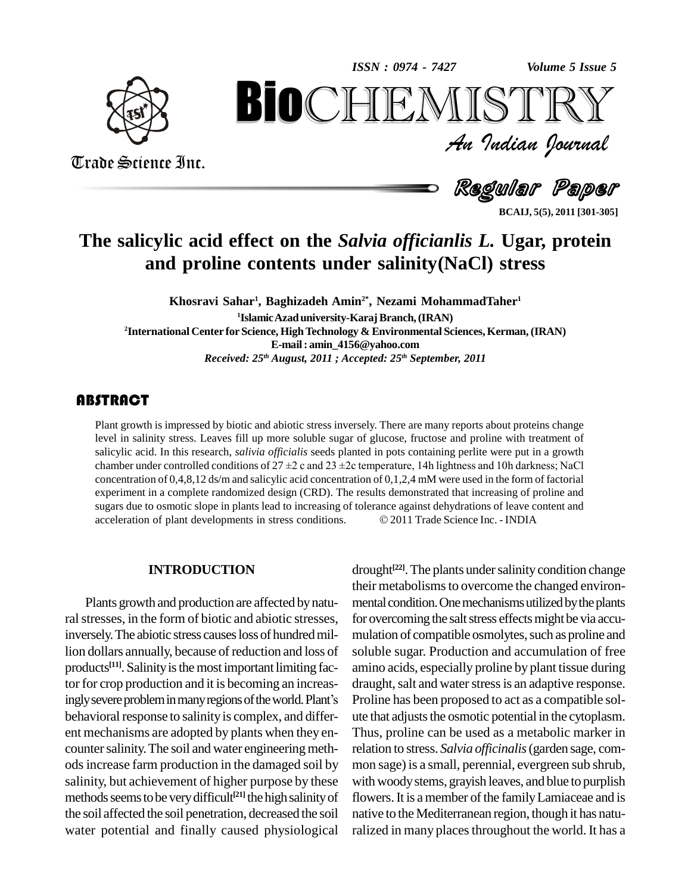# The salicylic acid effect on the *Salvia officianlis L.* Ugar, protein and proline contents under salinity(NaCl) stress

**Khosravi Sahar[1], Baghizadeh Amin[2*], Nezami MohammadTaher[1]**

[1]Islamic Azad university-Karaj Branch, (IRAN)

[2]International Center for Science, High Technology & Environmental Sciences, Kerman, (IRAN)

E-mail : amin_4156@yahoo.com

*Received: 25th August, 2011 ; Accepted: 25th September, 2011*

## ABSTRACT

Plant growth is impressed by biotic and abiotic stress inversely. There are many reports about proteins change level in salinity stress. Leaves fill up more soluble sugar of glucose, fructose and proline with treatment of salicylic acid. In this research, *salivia officialis* seeds planted in pots containing perlite were put in a growth chamber under controlled conditions of 27 ±2 c and 23 ±2c temperature, 14h lightness and 10h darkness; NaCl concentration of 0,4,8,12 ds/m and salicylic acid concentration of 0,1,2,4 mM were used in the form of factorial experiment in a complete randomized design (CRD). The results demonstrated that increasing of proline and sugars due to osmotic slope in plants lead to increasing of tolerance against dehydrations of leave content and acceleration of plant developments in stress conditions. © 2011 Trade Science Inc. - INDIA

## INTRODUCTION

Plants growth and production are affected by natural stresses, in the form of biotic and abiotic stresses, inversely. The abiotic stress causes loss of hundred million dollars annually, because of reduction and loss of products[11]. Salinity is the most important limiting factor for crop production and it is becoming an increasingly severe problem in many regions of the world. Plant's behavioral response to salinity is complex, and different mechanisms are adopted by plants when they encounter salinity. The soil and water engineering methods increase farm production in the damaged soil by salinity, but achievement of higher purpose by these methods seems to be very difficult[21] the high salinity of the soil affected the soil penetration, decreased the soil water potential and finally caused physiological drought[22]. The plants under salinity condition change their metabolisms to overcome the changed environmental condition. One mechanisms utilized by the plants for overcoming the salt stress effects might be via accumulation of compatible osmolytes, such as proline and soluble sugar. Production and accumulation of free amino acids, especially proline by plant tissue during draught, salt and water stress is an adaptive response. Proline has been proposed to act as a compatible solute that adjusts the osmotic potential in the cytoplasm. Thus, proline can be used as a metabolic marker in relation to stress. *Salvia officinalis* (garden sage, common sage) is a small, perennial, evergreen sub shrub, with woody stems, grayish leaves, and blue to purplish flowers. It is a member of the family Lamiaceae and is native to the Mediterranean region, though it has naturalized in many places throughout the world. It has a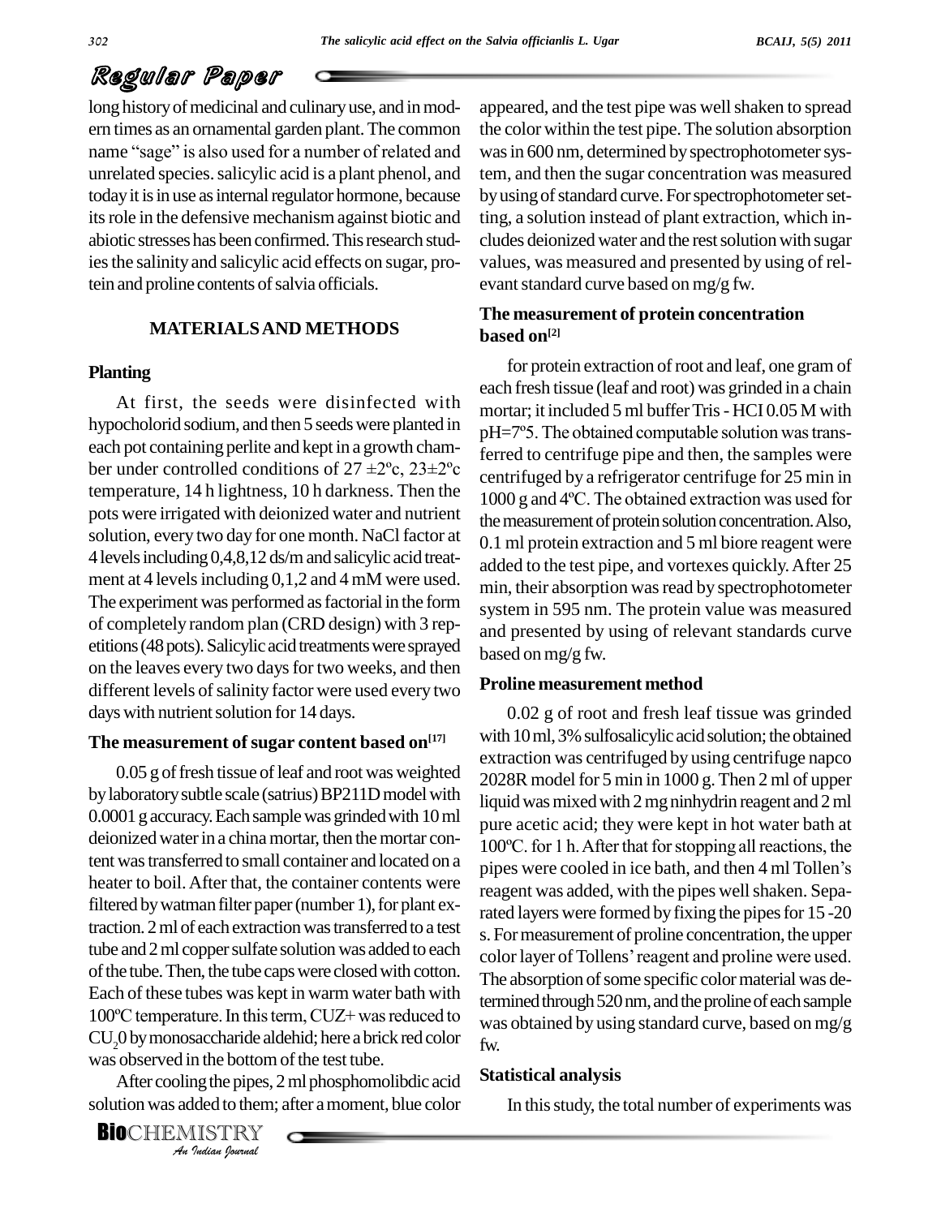long history of medicinal and culinary use, and in modern times as an ornamental garden plant. The common name "sage" is also used for a number of related and unrelated species. salicylic acid is a plant phenol, and today it is in use as internal regulator hormone, because its role in the defensive mechanism against biotic and abiotic stresses has been confirmed. This research studies the salinity and salicylic acid effects on sugar, protein and proline contents of salvia officials.

## MATERIALS AND METHODS

### Planting

At first, the seeds were disinfected with hypocholorid sodium, and then 5 seeds were planted in each pot containing perlite and kept in a growth chamber under controlled conditions of 27 ±2ºc, 23±2ºc temperature, 14 h lightness, 10 h darkness. Then the pots were irrigated with deionized water and nutrient solution, every two day for one month. NaCl factor at 4 levels including 0,4,8,12 ds/m and salicylic acid treatment at 4 levels including 0,1,2 and 4 mM were used. The experiment was performed as factorial in the form of completely random plan (CRD design) with 3 repetitions (48 pots). Salicylic acid treatments were sprayed on the leaves every two days for two weeks, and then different levels of salinity factor were used every two days with nutrient solution for 14 days.

### The measurement of sugar content based on[17]

0.05 g of fresh tissue of leaf and root was weighted by laboratory subtle scale (satrius) BP211D model with 0.0001 g accuracy. Each sample was grinded with 10 ml deionized water in a china mortar, then the mortar content was transferred to small container and located on a heater to boil. After that, the container contents were filtered by watman filter paper (number 1), for plant extraction. 2 ml of each extraction was transferred to a test tube and 2 ml copper sulfate solution was added to each of the tube. Then, the tube caps were closed with cotton. Each of these tubes was kept in warm water bath with 100ºC temperature. In this term, CUZ+ was reduced to $CU_2O$ by monosaccharide aldehid; here a brick red color was observed in the bottom of the test tube.

After cooling the pipes, 2 ml phosphomolibdic acid solution was added to them; after a moment, blue color appeared, and the test pipe was well shaken to spread the color within the test pipe. The solution absorption was in 600 nm, determined by spectrophotometer system, and then the sugar concentration was measured by using of standard curve. For spectrophotometer setting, a solution instead of plant extraction, which includes deionized water and the rest solution with sugar values, was measured and presented by using of relevant standard curve based on mg/g fw.

### The measurement of protein concentration based on[2]

for protein extraction of root and leaf, one gram of each fresh tissue (leaf and root) was grinded in a chain mortar; it included 5 ml buffer Tris - HCl 0.05 M with pH=7º5. The obtained computable solution was transferred to centrifuge pipe and then, the samples were centrifuged by a refrigerator centrifuge for 25 min in 1000 g and 4ºC. The obtained extraction was used for the measurement of protein solution concentration. Also, 0.1 ml protein extraction and 5 ml biore reagent were added to the test pipe, and vortexes quickly. After 25 min, their absorption was read by spectrophotometer system in 595 nm. The protein value was measured and presented by using of relevant standards curve based on mg/g fw.

### Proline measurement method

0.02 g of root and fresh leaf tissue was grinded with 10 ml, 3% sulfosalicylic acid solution; the obtained extraction was centrifuged by using centrifuge napco 2028R model for 5 min in 1000 g. Then 2 ml of upper liquid was mixed with 2 mg ninhydrin reagent and 2 ml pure acetic acid; they were kept in hot water bath at 100ºC. for 1 h. After that for stopping all reactions, the pipes were cooled in ice bath, and then 4 ml Tollen's reagent was added, with the pipes well shaken. Separated layers were formed by fixing the pipes for 15 -20 s. For measurement of proline concentration, the upper color layer of Tollens' reagent and proline were used. The absorption of some specific color material was determined through 520 nm, and the proline of each sample was obtained by using standard curve, based on mg/g fw.

### Statistical analysis

In this study, the total number of experiments was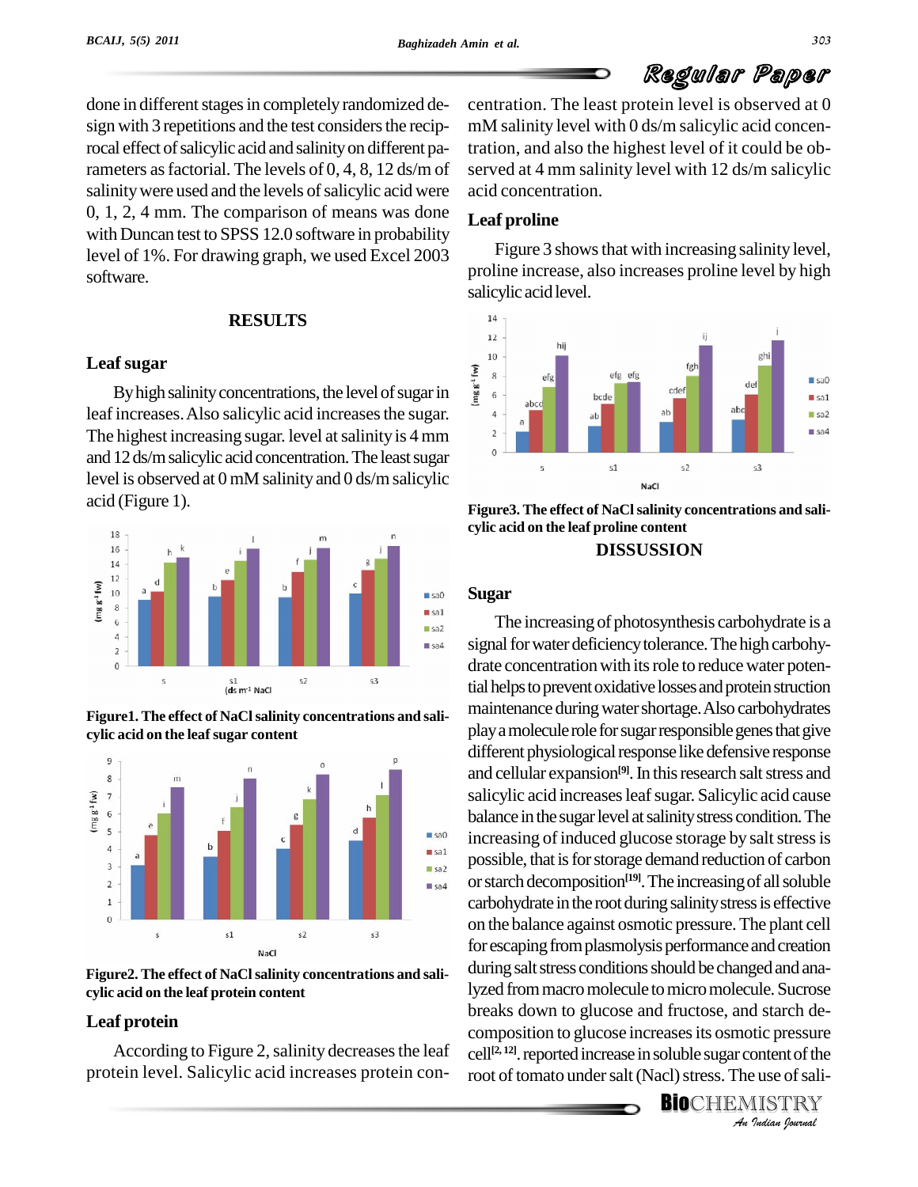done in different stages in completely randomized design with 3 repetitions and the test considers the reciprocal effect of salicylic acid and salinity on different parameters as factorial. The levels of 0, 4, 8, 12 ds/m of salinity were used and the levels of salicylic acid were 0, 1, 2, 4 mm. The comparison of means was done with Duncan test to SPSS 12.0 software in probability level of 1%. For drawing graph, we used Excel 2003 software.

## RESULTS

### Leaf sugar

By high salinity concentrations, the level of sugar in leaf increases. Also salicylic acid increases the sugar. The highest increasing sugar. level at salinity is 4 mm and 12 ds/m salicylic acid concentration. The least sugar level is observed at 0 mM salinity and 0 ds/m salicylic acid (Figure 1).

18
16
14
12
10
8
6
4
2
0
(mg g-1 fw)
a d h k
b e i l
b f j m
c g j n
s
s1
(ds m-1 NaCl
s2
s3
sa0
sa1
sa2
sa4

**Figure1. The effect of NaCl salinity concentrations and salicylic acid on the leaf sugar content**

9
8
7
6
5
4
3
2
1
0
(mg g-1 fw)
a e i m
b f j n
c g k o
d h l p
s
s1
s2
s3
NaCl
sa0
sa1
sa2
sa4

**Figure2. The effect of NaCl salinity concentrations and salicylic acid on the leaf protein content**

### Leaf protein

According to Figure 2, salinity decreases the leaf protein level. Salicylic acid increases protein concentration. The least protein level is observed at 0 mM salinity level with 0 ds/m salicylic acid concentration, and also the highest level of it could be observed at 4 mm salinity level with 12 ds/m salicylic acid concentration.

### Leaf proline

Figure 3 shows that with increasing salinity level, proline increase, also increases proline level by high salicylic acid level.

14
12
10
8
6
4
2
0
(mg g-1 fw)
a abcd efg hij
ab bcde efg efg
ab cdef fgh ij
abc def ghi j
s
s1
s2
s3
NaCl
sa0
sa1
sa2
sa4

**Figure3. The effect of NaCl salinity concentrations and salicylic acid on the leaf proline content**

## DISSUSSION

### Sugar

The increasing of photosynthesis carbohydrate is a signal for water deficiency tolerance. The high carbohydrate concentration with its role to reduce water potential helps to prevent oxidative losses and protein struction maintenance during water shortage. Also carbohydrates play a molecule role for sugar responsible genes that give different physiological response like defensive response and cellular expansion[9]. In this research salt stress and salicylic acid increases leaf sugar. Salicylic acid cause balance in the sugar level at salinity stress condition. The increasing of induced glucose storage by salt stress is possible, that is for storage demand reduction of carbon or starch decomposition[19]. The increasing of all soluble carbohydrate in the root during salinity stress is effective on the balance against osmotic pressure. The plant cell for escaping from plasmolysis performance and creation during salt stress conditions should be changed and analyzed from macro molecule to micro molecule. Sucrose breaks down to glucose and fructose, and starch decomposition to glucose increases its osmotic pressure cell[2, 12]. reported increase in soluble sugar content of the root of tomato under salt (Nacl) stress. The use of sali-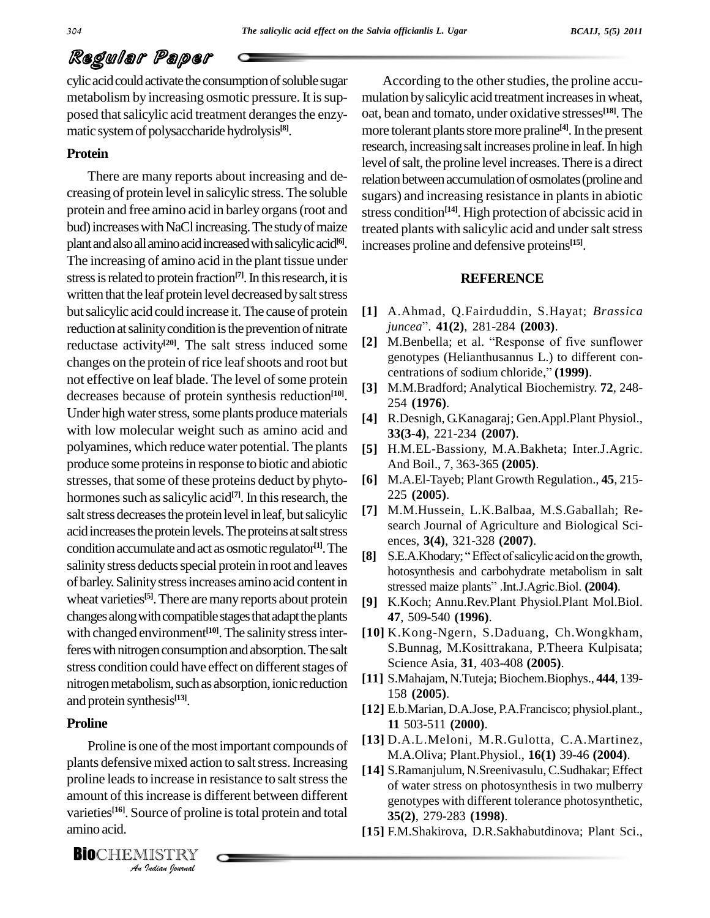cylic acid could activate the consumption of soluble sugar metabolism by increasing osmotic pressure. It is supposed that salicylic acid treatment deranges the enzymatic system of polysaccharide hydrolysis[8].

### Protein

There are many reports about increasing and decreasing of protein level in salicylic stress. The soluble protein and free amino acid in barley organs (root and bud) increases with NaCl increasing. The study of maize plant and also all amino acid increased with salicylic acid[6]. The increasing of amino acid in the plant tissue under stress is related to protein fraction[7]. In this research, it is written that the leaf protein level decreased by salt stress but salicylic acid could increase it. The cause of protein reduction at salinity condition is the prevention of nitrate reductase activity[20]. The salt stress induced some changes on the protein of rice leaf shoots and root but not effective on leaf blade. The level of some protein decreases because of protein synthesis reduction[10]. Under high water stress, some plants produce materials with low molecular weight such as amino acid and polyamines, which reduce water potential. The plants produce some proteins in response to biotic and abiotic stresses, that some of these proteins deduct by phytohormones such as salicylic acid[7]. In this research, the salt stress decreases the protein level in leaf, but salicylic acid increases the protein levels. The proteins at salt stress condition accumulate and act as osmotic regulator[1]. The salinity stress deducts special protein in root and leaves of barley. Salinity stress increases amino acid content in wheat varieties[5]. There are many reports about protein changes along with compatible stages that adapt the plants with changed environment[10]. The salinity stress interferes with nitrogen consumption and absorption. The salt stress condition could have effect on different stages of nitrogen metabolism, such as absorption, ionic reduction and protein synthesis[13].

### Proline

Proline is one of the most important compounds of plants defensive mixed action to salt stress. Increasing proline leads to increase in resistance to salt stress the amount of this increase is different between different varieties[16]. Source of proline is total protein and total amino acid.

According to the other studies, the proline accumulation by salicylic acid treatment increases in wheat, oat, bean and tomato, under oxidative stresses[18]. The more tolerant plants store more praline[4]. In the present research, increasing salt increases proline in leaf. In high level of salt, the proline level increases. There is a direct relation between accumulation of osmolates (proline and sugars) and increasing resistance in plants in abiotic stress condition[14]. High protection of abcissic acid in treated plants with salicylic acid and under salt stress increases proline and defensive proteins[15].

## REFERENCE

[1] A.Ahmad, Q.Fairduddin, S.Hayat; *Brassica juncea*". **41(2)**, 281-284 **(2003)**.

[2] M.Benbella; et al. "Response of five sunflower genotypes (Helianthusannus L.) to different concentrations of sodium chloride," **(1999)**.

[3] M.M.Bradford; Analytical Biochemistry. **72**, 248-254 **(1976)**.

[4] R.Desnigh, G.Kanagaraj; Gen.Appl.Plant Physiol., **33(3-4)**, 221-234 **(2007)**.

[5] H.M.EL-Bassiony, M.A.Bakheta; Inter.J.Agric. And Boil., 7, 363-365 **(2005)**.

[6] M.A.El-Tayeb; Plant Growth Regulation., **45**, 215-225 **(2005)**.

[7] M.M.Hussein, L.K.Balbaa, M.S.Gaballah; Research Journal of Agriculture and Biological Sciences, **3(4)**, 321-328 **(2007)**.

[8] S.E.A.Khodary; "Effect of salicylic acid on the growth, hotosynthesis and carbohydrate metabolism in salt stressed maize plants" .Int.J.Agric.Biol. **(2004)**.

[9] K.Koch; Annu.Rev.Plant Physiol.Plant Mol.Biol. **47**, 509-540 **(1996)**.

[10] K.Kong-Ngern, S.Daduang, Ch.Wongkham, S.Bunnag, M.Kosittrakana, P.Theera Kulpisata; Science Asia, **31**, 403-408 **(2005)**.

[11] S.Mahajam, N.Tuteja; Biochem.Biophys., **444**, 139-158 **(2005)**.

[12] E.b.Marian, D.A.Jose, P.A.Francisco; physiol.plant., **11** 503-511 **(2000)**.

[13] D.A.L.Meloni, M.R.Gulotta, C.A.Martinez, M.A.Oliva; Plant.Physiol., **16(1)** 39-46 **(2004)**.

[14] S.Ramanjulum, N.Sreenivasulu, C.Sudhakar; Effect of water stress on photosynthesis in two mulberry genotypes with different tolerance photosynthetic, **35(2)**, 279-283 **(1998)**.

[15] F.M.Shakirova, D.R.Sakhabutdinova; Plant Sci.,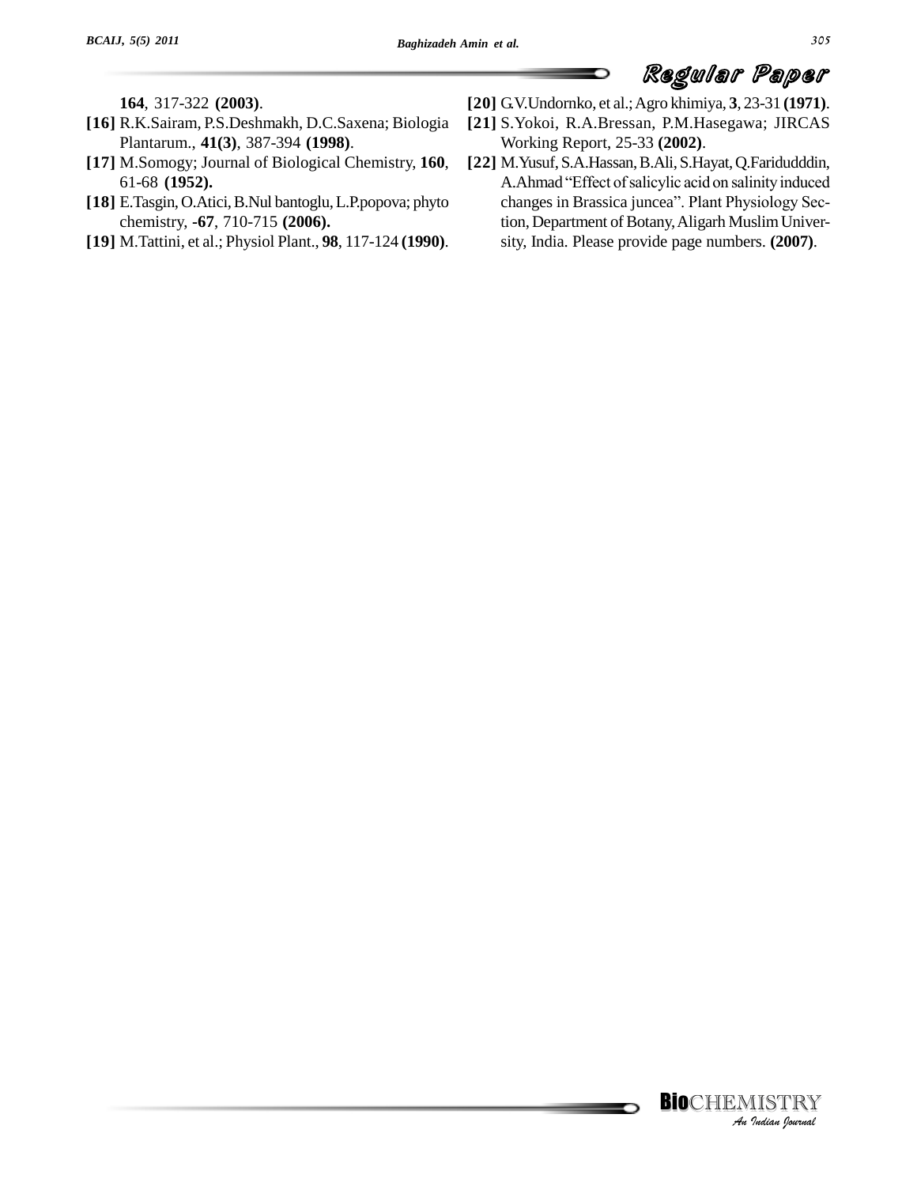164, 317-322 **(2003)**.

**[16]** R.K.Sairam, P.S.Deshmakh, D.C.Saxena; Biologia Plantarum., **41(3)**, 387-394 **(1998)**.

**[17]** M.Somogy; Journal of Biological Chemistry, **160**, 61-68 **(1952).**

**[18]** E.Tasgin, O.Atici, B.Nul bantoglu, L.P.popova; phyto chemistry, **-67**, 710-715 **(2006).**

**[19]** M.Tattini, et al.; Physiol Plant., **98**, 117-124 **(1990)**.

**[20]** G.V.Undornko, et al.; Agro khimiya, **3**, 23-31 **(1971)**.

**[21]** S.Yokoi, R.A.Bressan, P.M.Hasegawa; JIRCAS Working Report, 25-33 **(2002)**.

**[22]** M.Yusuf, S.A.Hassan, B.Ali, S.Hayat, Q.Fariduddin, A.Ahmad "Effect of salicylic acid on salinity induced changes in Brassica juncea". Plant Physiology Section, Department of Botany, Aligarh Muslim University, India. Please provide page numbers. **(2007)**.